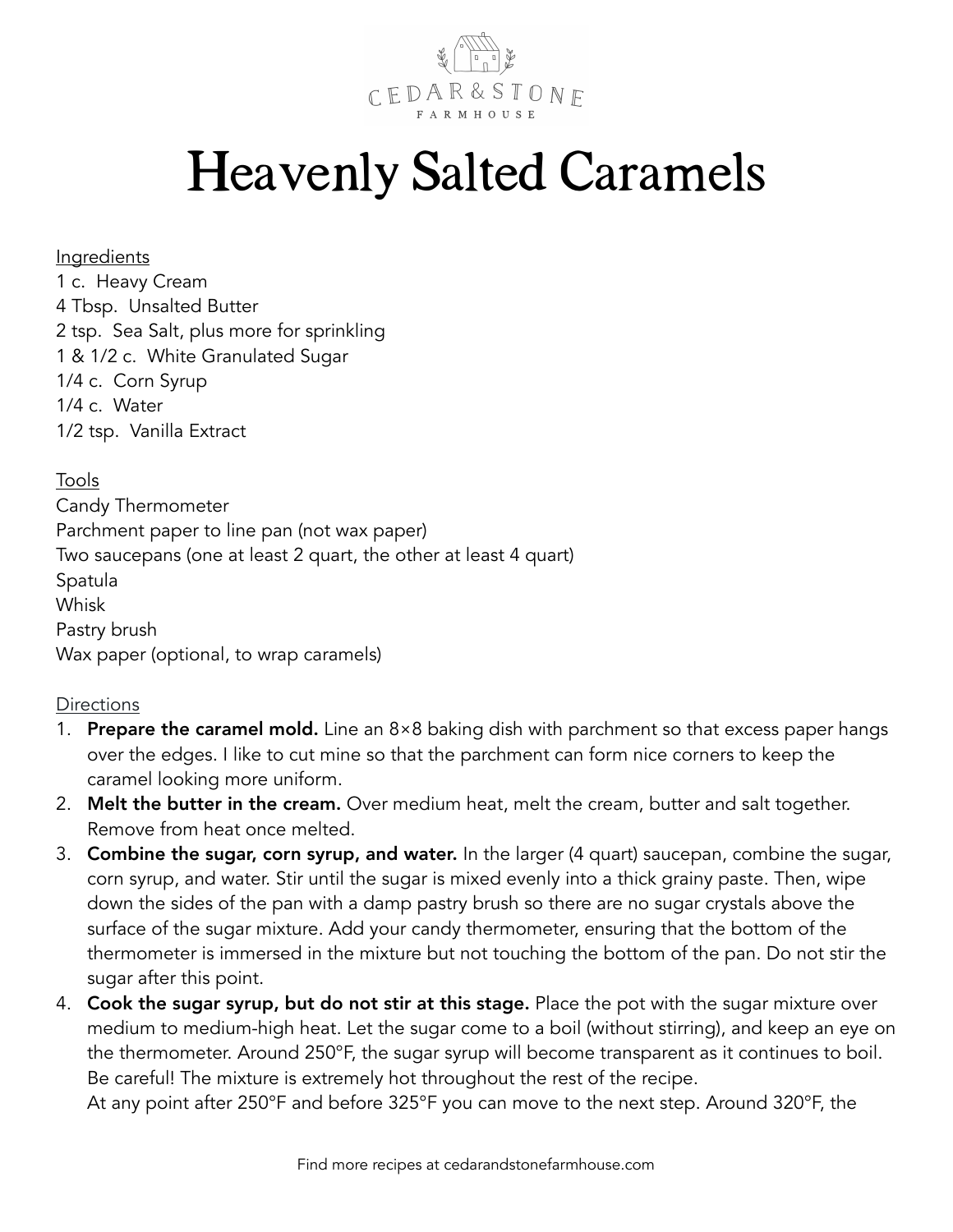CEDAR & STONE
FARMHOUSE

# Heavenly Salted Caramels

## Ingredients

1 c. Heavy Cream
4 Tbsp. Unsalted Butter
2 tsp. Sea Salt, plus more for sprinkling
1 & 1/2 c. White Granulated Sugar
1/4 c. Corn Syrup
1/4 c. Water
1/2 tsp. Vanilla Extract

## Tools

Candy Thermometer
Parchment paper to line pan (not wax paper)
Two saucepans (one at least 2 quart, the other at least 4 quart)
Spatula
Whisk
Pastry brush
Wax paper (optional, to wrap caramels)

## Directions

1. **Prepare the caramel mold.** Line an 8×8 baking dish with parchment so that excess paper hangs over the edges. I like to cut mine so that the parchment can form nice corners to keep the caramel looking more uniform.
2. **Melt the butter in the cream.** Over medium heat, melt the cream, butter and salt together. Remove from heat once melted.
3. **Combine the sugar, corn syrup, and water.** In the larger (4 quart) saucepan, combine the sugar, corn syrup, and water. Stir until the sugar is mixed evenly into a thick grainy paste. Then, wipe down the sides of the pan with a damp pastry brush so there are no sugar crystals above the surface of the sugar mixture. Add your candy thermometer, ensuring that the bottom of the thermometer is immersed in the mixture but not touching the bottom of the pan. Do not stir the sugar after this point.
4. **Cook the sugar syrup, but do not stir at this stage.** Place the pot with the sugar mixture over medium to medium-high heat. Let the sugar come to a boil (without stirring), and keep an eye on the thermometer. Around 250°F, the sugar syrup will become transparent as it continues to boil. Be careful! The mixture is extremely hot throughout the rest of the recipe.
   At any point after 250°F and before 325°F you can move to the next step. Around 320°F, the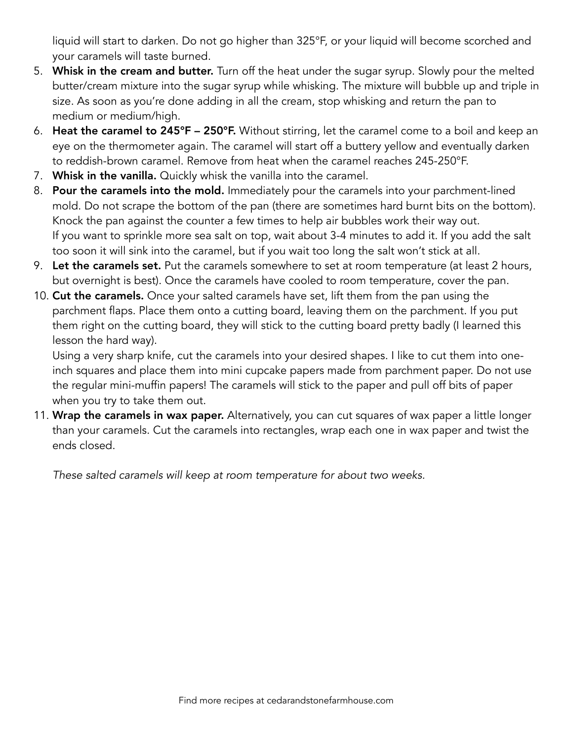liquid will start to darken. Do not go higher than 325°F, or your liquid will become scorched and your caramels will taste burned.

5. **Whisk in the cream and butter.** Turn off the heat under the sugar syrup. Slowly pour the melted butter/cream mixture into the sugar syrup while whisking. The mixture will bubble up and triple in size. As soon as you're done adding in all the cream, stop whisking and return the pan to medium or medium/high.
6. **Heat the caramel to 245°F – 250°F.** Without stirring, let the caramel come to a boil and keep an eye on the thermometer again. The caramel will start off a buttery yellow and eventually darken to reddish-brown caramel. Remove from heat when the caramel reaches 245-250°F.
7. **Whisk in the vanilla.** Quickly whisk the vanilla into the caramel.
8. **Pour the caramels into the mold.** Immediately pour the caramels into your parchment-lined mold. Do not scrape the bottom of the pan (there are sometimes hard burnt bits on the bottom). Knock the pan against the counter a few times to help air bubbles work their way out.
   If you want to sprinkle more sea salt on top, wait about 3-4 minutes to add it. If you add the salt too soon it will sink into the caramel, but if you wait too long the salt won't stick at all.
9. **Let the caramels set.** Put the caramels somewhere to set at room temperature (at least 2 hours, but overnight is best). Once the caramels have cooled to room temperature, cover the pan.
10. **Cut the caramels.** Once your salted caramels have set, lift them from the pan using the parchment flaps. Place them onto a cutting board, leaving them on the parchment. If you put them right on the cutting board, they will stick to the cutting board pretty badly (I learned this lesson the hard way).
    Using a very sharp knife, cut the caramels into your desired shapes. I like to cut them into one-inch squares and place them into mini cupcake papers made from parchment paper. Do not use the regular mini-muffin papers! The caramels will stick to the paper and pull off bits of paper when you try to take them out.
11. **Wrap the caramels in wax paper.** Alternatively, you can cut squares of wax paper a little longer than your caramels. Cut the caramels into rectangles, wrap each one in wax paper and twist the ends closed.

*These salted caramels will keep at room temperature for about two weeks.*

Find more recipes at cedarandstonefarmhouse.com